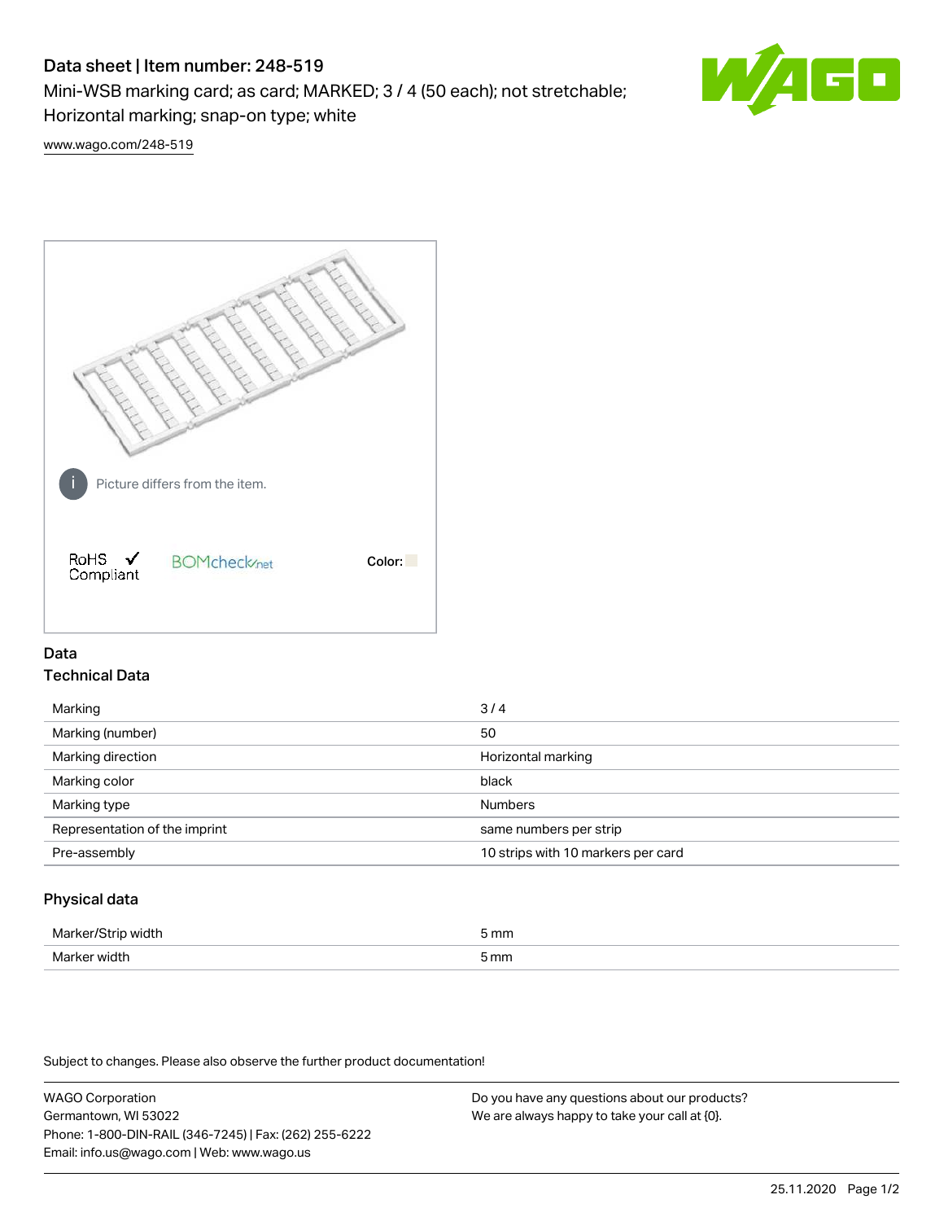# Data sheet | Item number: 248-519

Mini-WSB marking card; as card; MARKED; 3 / 4 (50 each); not stretchable; Horizontal marking; snap-on type; white

www.wago.com/248-519

Picture differs from the item.

RoHS ✓ Compliant

BOMcheck.net

Color:

## Data

### Technical Data

| | |
|---|---|
| Marking | 3 / 4 |
| Marking (number) | 50 |
| Marking direction | Horizontal marking |
| Marking color | black |
| Marking type | Numbers |
| Representation of the imprint | same numbers per strip |
| Pre-assembly | 10 strips with 10 markers per card |

### Physical data

| | |
|---|---|
| Marker/Strip width | 5 mm |
| Marker width | 5 mm |

Subject to changes. Please also observe the further product documentation!

WAGO Corporation
Germantown, WI 53022
Phone: 1-800-DIN-RAIL (346-7245) | Fax: (262) 255-6222
Email: info.us@wago.com | Web: www.wago.us

Do you have any questions about our products?
We are always happy to take your call at {0}.

25.11.2020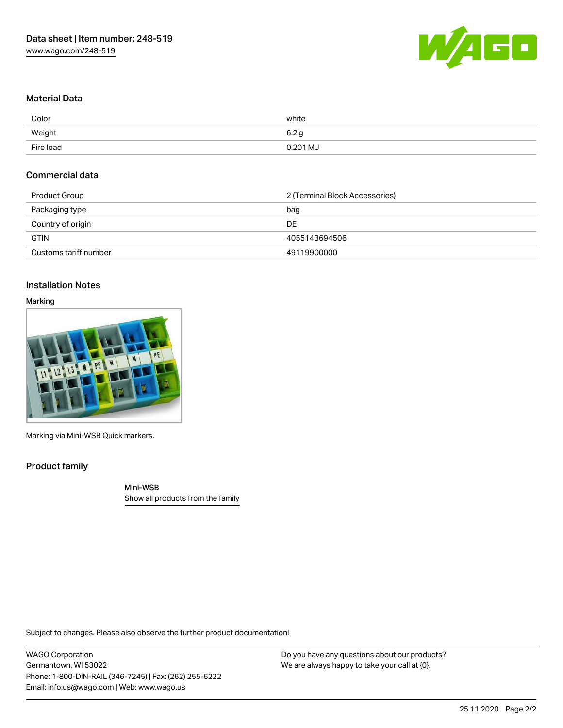## Material Data

| | |
|---|---|
| Color | white |
| Weight | 6.2 g |
| Fire load | 0.201 MJ |

## Commercial data

| | |
|---|---|
| Product Group | 2 (Terminal Block Accessories) |
| Packaging type | bag |
| Country of origin | DE |
| GTIN | 4055143694506 |
| Customs tariff number | 49119900000 |

## Installation Notes

### Marking

Marking via Mini-WSB Quick markers.

## Product family

Mini-WSB
Show all products from the family

Subject to changes. Please also observe the further product documentation!

WAGO Corporation
Germantown, WI 53022
Phone: 1-800-DIN-RAIL (346-7245) | Fax: (262) 255-6222
Email: info.us@wago.com | Web: www.wago.us

Do you have any questions about our products?
We are always happy to take your call at {0}.